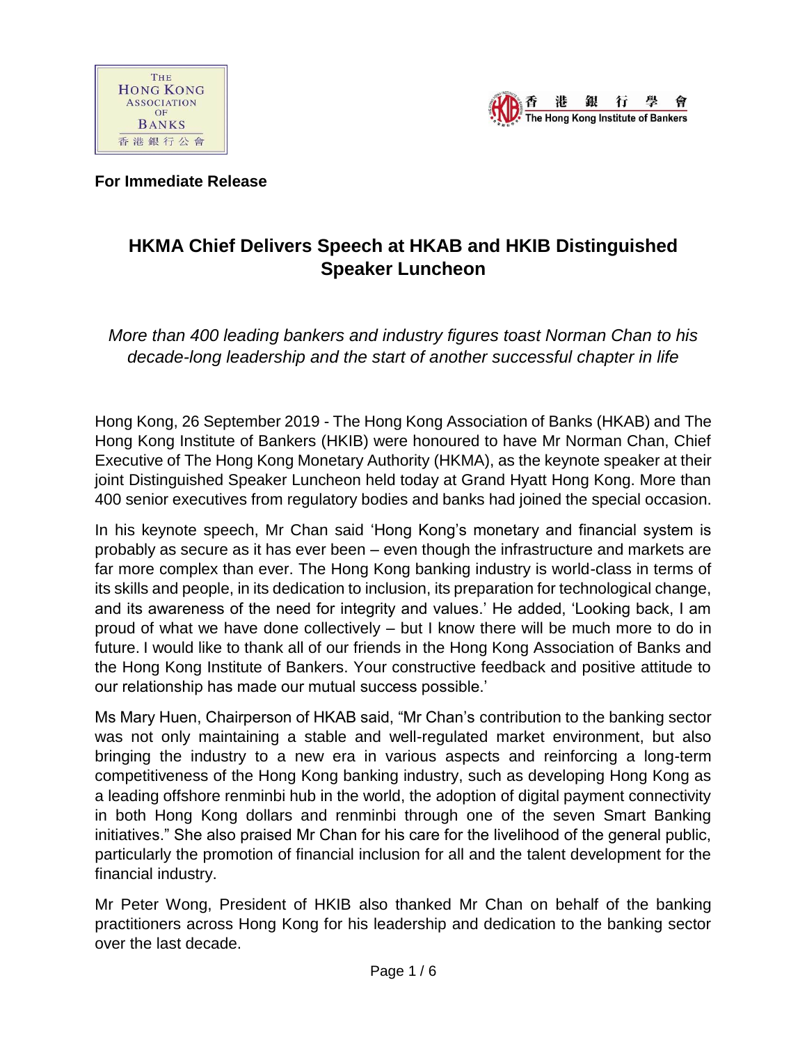**For Immediate Release**

# HKMA Chief Delivers Speech at HKAB and HKIB Distinguished Speaker Luncheon

*More than 400 leading bankers and industry figures toast Norman Chan to his decade-long leadership and the start of another successful chapter in life*

Hong Kong, 26 September 2019 - The Hong Kong Association of Banks (HKAB) and The Hong Kong Institute of Bankers (HKIB) were honoured to have Mr Norman Chan, Chief Executive of The Hong Kong Monetary Authority (HKMA), as the keynote speaker at their joint Distinguished Speaker Luncheon held today at Grand Hyatt Hong Kong. More than 400 senior executives from regulatory bodies and banks had joined the special occasion.

In his keynote speech, Mr Chan said 'Hong Kong's monetary and financial system is probably as secure as it has ever been – even though the infrastructure and markets are far more complex than ever. The Hong Kong banking industry is world-class in terms of its skills and people, in its dedication to inclusion, its preparation for technological change, and its awareness of the need for integrity and values.' He added, 'Looking back, I am proud of what we have done collectively – but I know there will be much more to do in future. I would like to thank all of our friends in the Hong Kong Association of Banks and the Hong Kong Institute of Bankers. Your constructive feedback and positive attitude to our relationship has made our mutual success possible.'

Ms Mary Huen, Chairperson of HKAB said, "Mr Chan's contribution to the banking sector was not only maintaining a stable and well-regulated market environment, but also bringing the industry to a new era in various aspects and reinforcing a long-term competitiveness of the Hong Kong banking industry, such as developing Hong Kong as a leading offshore renminbi hub in the world, the adoption of digital payment connectivity in both Hong Kong dollars and renminbi through one of the seven Smart Banking initiatives." She also praised Mr Chan for his care for the livelihood of the general public, particularly the promotion of financial inclusion for all and the talent development for the financial industry.

Mr Peter Wong, President of HKIB also thanked Mr Chan on behalf of the banking practitioners across Hong Kong for his leadership and dedication to the banking sector over the last decade.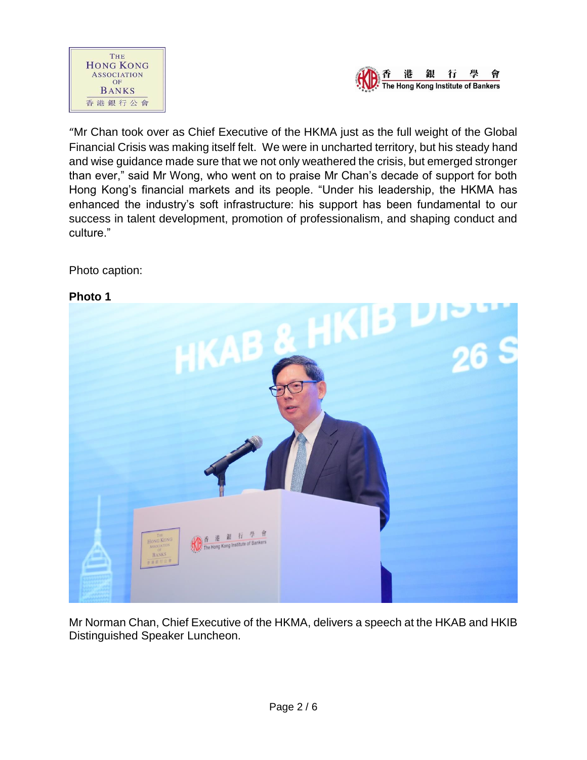"Mr Chan took over as Chief Executive of the HKMA just as the full weight of the Global Financial Crisis was making itself felt. We were in uncharted territory, but his steady hand and wise guidance made sure that we not only weathered the crisis, but emerged stronger than ever," said Mr Wong, who went on to praise Mr Chan's decade of support for both Hong Kong's financial markets and its people. "Under his leadership, the HKMA has enhanced the industry's soft infrastructure: his support has been fundamental to our success in talent development, promotion of professionalism, and shaping conduct and culture."

Photo caption:

**Photo 1**

Mr Norman Chan, Chief Executive of the HKMA, delivers a speech at the HKAB and HKIB Distinguished Speaker Luncheon.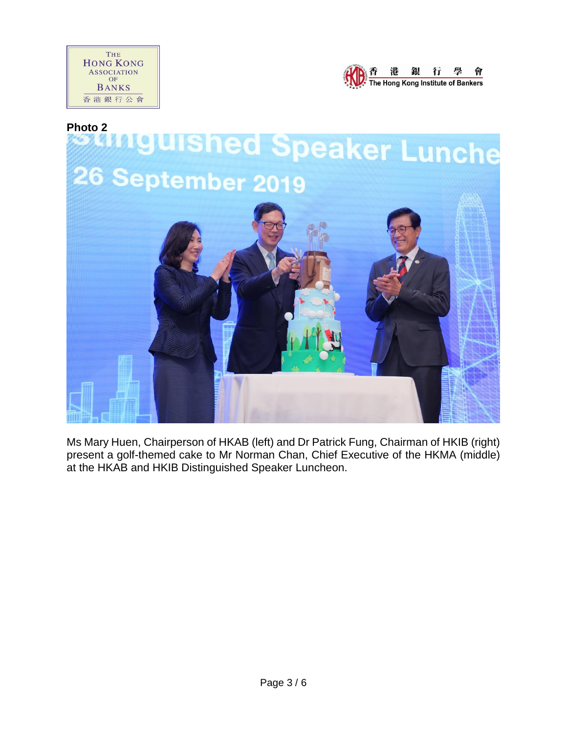**Photo 2**

Ms Mary Huen, Chairperson of HKAB (left) and Dr Patrick Fung, Chairman of HKIB (right) present a golf-themed cake to Mr Norman Chan, Chief Executive of the HKMA (middle) at the HKAB and HKIB Distinguished Speaker Luncheon.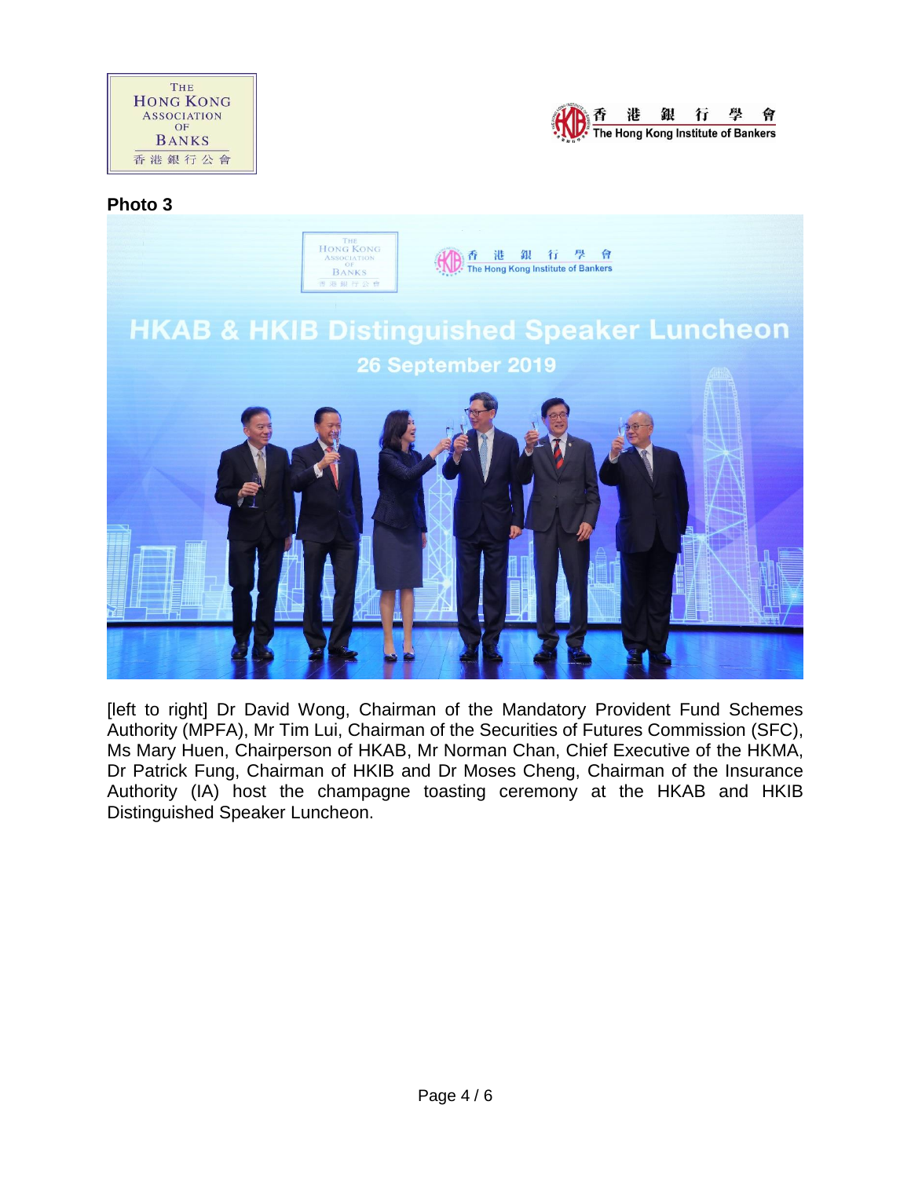**Photo 3**

[left to right] Dr David Wong, Chairman of the Mandatory Provident Fund Schemes Authority (MPFA), Mr Tim Lui, Chairman of the Securities of Futures Commission (SFC), Ms Mary Huen, Chairperson of HKAB, Mr Norman Chan, Chief Executive of the HKMA, Dr Patrick Fung, Chairman of HKIB and Dr Moses Cheng, Chairman of the Insurance Authority (IA) host the champagne toasting ceremony at the HKAB and HKIB Distinguished Speaker Luncheon.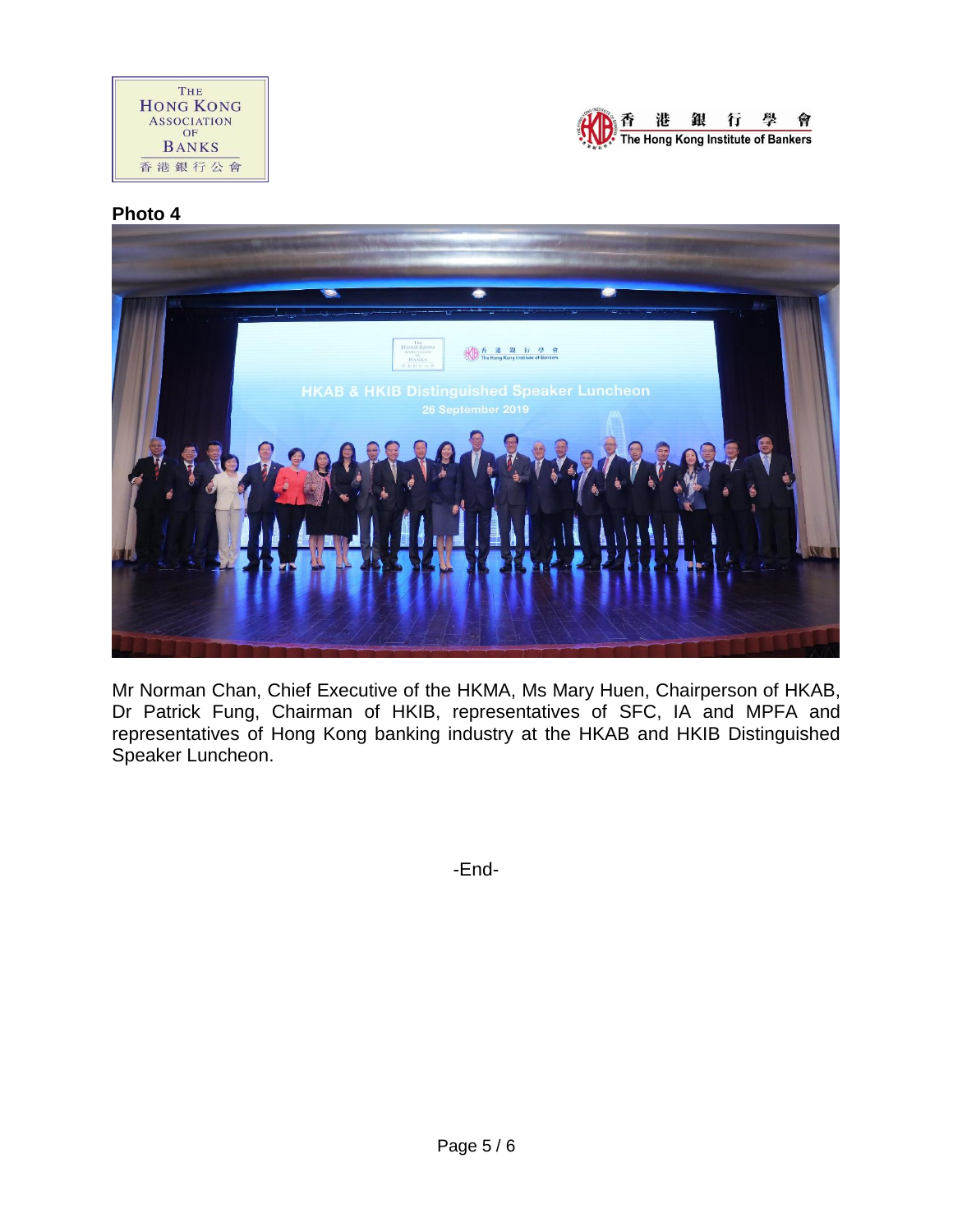**Photo 4**

Mr Norman Chan, Chief Executive of the HKMA, Ms Mary Huen, Chairperson of HKAB, Dr Patrick Fung, Chairman of HKIB, representatives of SFC, IA and MPFA and representatives of Hong Kong banking industry at the HKAB and HKIB Distinguished Speaker Luncheon.

-End-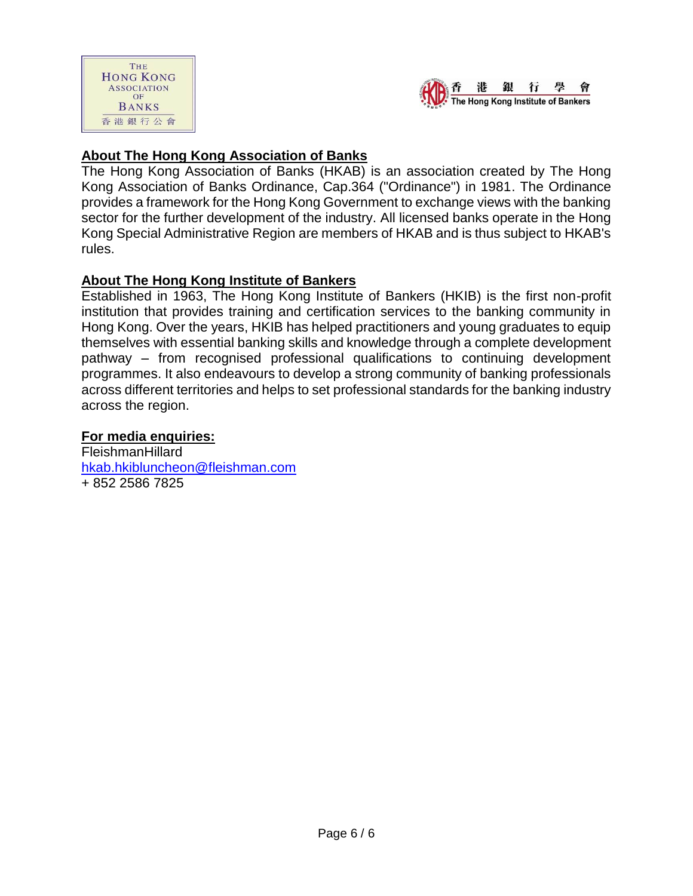## About The Hong Kong Association of Banks

The Hong Kong Association of Banks (HKAB) is an association created by The Hong Kong Association of Banks Ordinance, Cap.364 ("Ordinance") in 1981. The Ordinance provides a framework for the Hong Kong Government to exchange views with the banking sector for the further development of the industry. All licensed banks operate in the Hong Kong Special Administrative Region are members of HKAB and is thus subject to HKAB's rules.

## About The Hong Kong Institute of Bankers

Established in 1963, The Hong Kong Institute of Bankers (HKIB) is the first non-profit institution that provides training and certification services to the banking community in Hong Kong. Over the years, HKIB has helped practitioners and young graduates to equip themselves with essential banking skills and knowledge through a complete development pathway – from recognised professional qualifications to continuing development programmes. It also endeavours to develop a strong community of banking professionals across different territories and helps to set professional standards for the banking industry across the region.

## For media enquiries:

FleishmanHillard
hkab.hkibluncheon@fleishman.com
+ 852 2586 7825